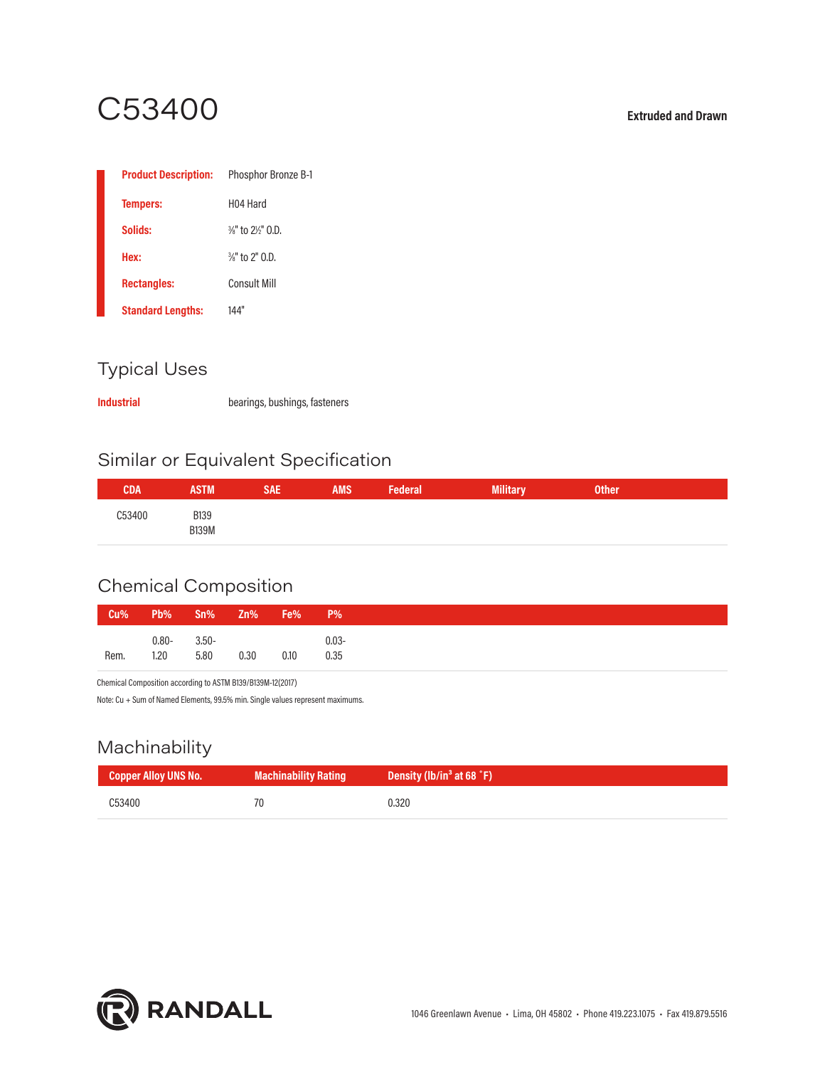# C53400

**Extruded and Drawn**

| | |
|---|---|
| **Product Description:** | Phosphor Bronze B-1 |
| **Tempers:** | H04 Hard |
| **Solids:** | ⅜" to 2½" O.D. |
| **Hex:** | ⅜" to 2" O.D. |
| **Rectangles:** | Consult Mill |
| **Standard Lengths:** | 144" |

## Typical Uses

| | |
|---|---|
| **Industrial** | bearings, bushings, fasteners |

## Similar or Equivalent Specification

| CDA | ASTM | SAE | AMS | Federal | Military | Other |
|---|---|---|---|---|---|---|
| C53400 | B139<br>B139M | | | | | |

## Chemical Composition

| Cu% | Pb% | Sn% | Zn% | Fe% | P% |
|---|---|---|---|---|---|
| Rem. | 0.80-1.20 | 3.50-5.80 | 0.30 | 0.10 | 0.03-0.35 |

Chemical Composition according to ASTM B139/B139M-12(2017)

Note: Cu + Sum of Named Elements, 99.5% min. Single values represent maximums.

## Machinability

| Copper Alloy UNS No. | Machinability Rating | Density (lb/in³ at 68 °F) |
|---|---|---|
| C53400 | 70 | 0.320 |

RANDALL

1046 Greenlawn Avenue • Lima, OH 45802 • Phone 419.223.1075 • Fax 419.879.5516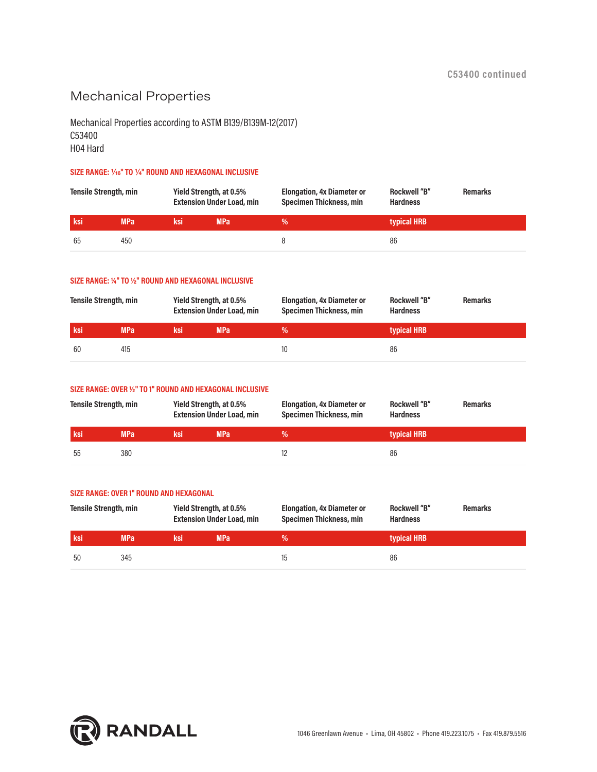C53400 continued

## Mechanical Properties

Mechanical Properties according to ASTM B139/B139M-12(2017)
C53400
H04 Hard

**SIZE RANGE: 1⁄16" TO ¼" ROUND AND HEXAGONAL INCLUSIVE**

| Tensile Strength, min | | Yield Strength, at 0.5% Extension Under Load, min | | Elongation, 4x Diameter or Specimen Thickness, min | Rockwell "B" Hardness | Remarks |
|---|---|---|---|---|---|---|
| ksi | MPa | ksi | MPa | % | typical HRB | |
| 65 | 450 | | | 8 | 86 | |

**SIZE RANGE: ¼" TO ½" ROUND AND HEXAGONAL INCLUSIVE**

| Tensile Strength, min | | Yield Strength, at 0.5% Extension Under Load, min | | Elongation, 4x Diameter or Specimen Thickness, min | Rockwell "B" Hardness | Remarks |
|---|---|---|---|---|---|---|
| ksi | MPa | ksi | MPa | % | typical HRB | |
| 60 | 415 | | | 10 | 86 | |

**SIZE RANGE: OVER ½" TO 1" ROUND AND HEXAGONAL INCLUSIVE**

| Tensile Strength, min | | Yield Strength, at 0.5% Extension Under Load, min | | Elongation, 4x Diameter or Specimen Thickness, min | Rockwell "B" Hardness | Remarks |
|---|---|---|---|---|---|---|
| ksi | MPa | ksi | MPa | % | typical HRB | |
| 55 | 380 | | | 12 | 86 | |

**SIZE RANGE: OVER 1" ROUND AND HEXAGONAL**

| Tensile Strength, min | | Yield Strength, at 0.5% Extension Under Load, min | | Elongation, 4x Diameter or Specimen Thickness, min | Rockwell "B" Hardness | Remarks |
|---|---|---|---|---|---|---|
| ksi | MPa | ksi | MPa | % | typical HRB | |
| 50 | 345 | | | 15 | 86 | |

RANDALL

1046 Greenlawn Avenue • Lima, OH 45802 • Phone 419.223.1075 • Fax 419.879.5516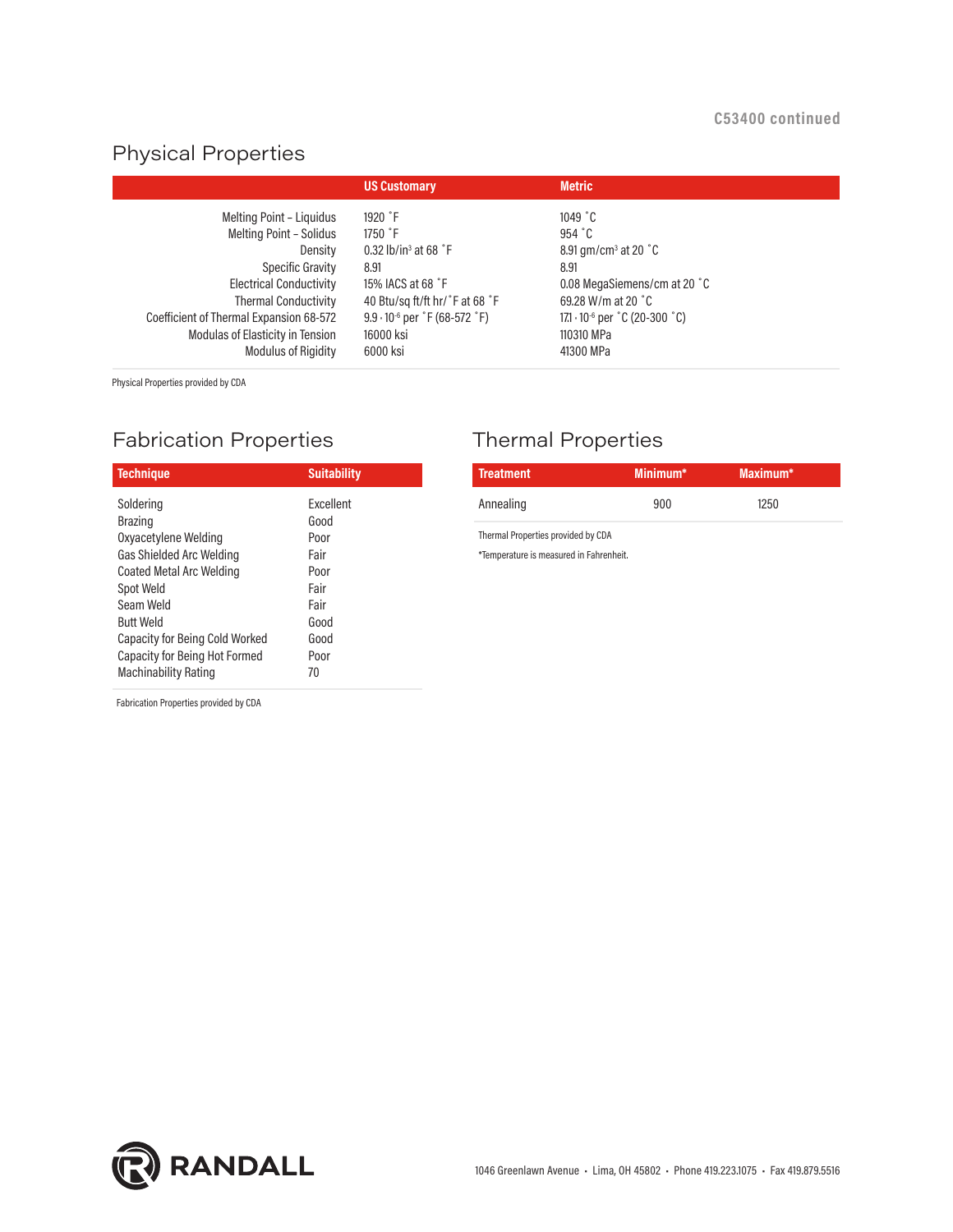## Physical Properties

| | US Customary | Metric |
|---|---|---|
| Melting Point – Liquidus | 1920 ˚F | 1049 ˚C |
| Melting Point – Solidus | 1750 ˚F | 954 ˚C |
| Density | 0.32 lb/in$^3$ at 68 ˚F | 8.91 gm/cm$^3$ at 20 ˚C |
| Specific Gravity | 8.91 | 8.91 |
| Electrical Conductivity | 15% IACS at 68 ˚F | 0.08 MegaSiemens/cm at 20 ˚C |
| Thermal Conductivity | 40 Btu/sq ft/ft hr/˚F at 68 ˚F | 69.28 W/m at 20 ˚C |
| Coefficient of Thermal Expansion 68-572 | $9.9 \cdot 10^{-6}$ per ˚F (68-572 ˚F) | $17.1 \cdot 10^{-6}$ per ˚C (20-300 ˚C) |
| Modulas of Elasticity in Tension | 16000 ksi | 110310 MPa |
| Modulus of Rigidity | 6000 ksi | 41300 MPa |

Physical Properties provided by CDA

## Fabrication Properties

| Technique | Suitability |
|---|---|
| Soldering | Excellent |
| Brazing | Good |
| Oxyacetylene Welding | Poor |
| Gas Shielded Arc Welding | Fair |
| Coated Metal Arc Welding | Poor |
| Spot Weld | Fair |
| Seam Weld | Fair |
| Butt Weld | Good |
| Capacity for Being Cold Worked | Good |
| Capacity for Being Hot Formed | Poor |
| Machinability Rating | 70 |

Fabrication Properties provided by CDA

## Thermal Properties

| Treatment | Minimum* | Maximum* |
|---|---|---|
| Annealing | 900 | 1250 |

Thermal Properties provided by CDA

*Temperature is measured in Fahrenheit.